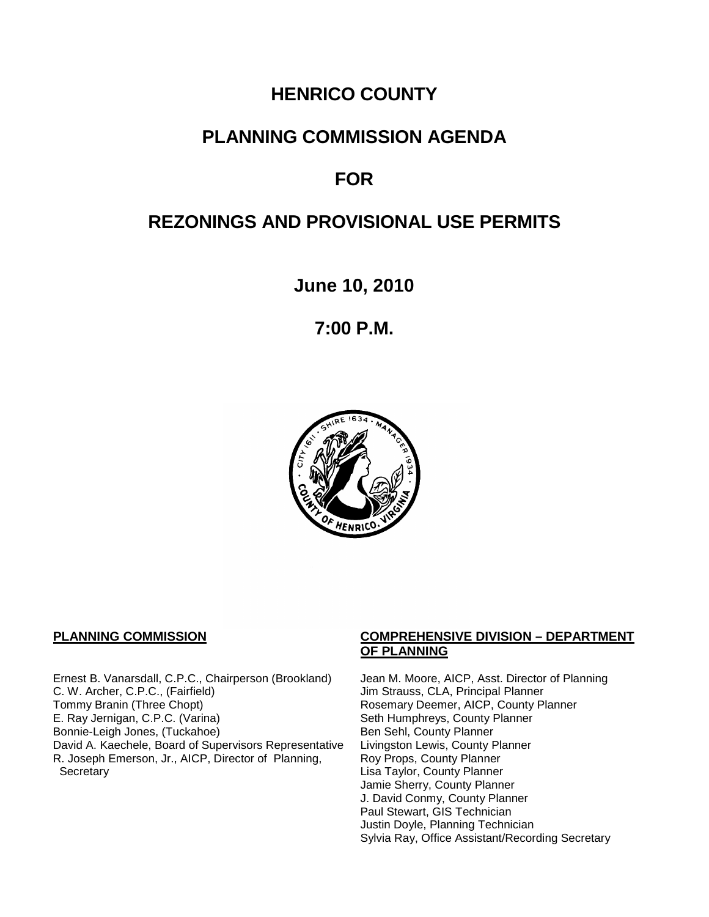# HENRICO COUNTY

# PLANNING COMMISSION AGENDA

# FOR

# REZONINGS AND PROVISIONAL USE PERMITS

**June 10, 2010**

**7:00 P.M.**

**PLANNING COMMISSION**

Ernest B. Vanarsdall, C.P.C., Chairperson (Brookland)
C. W. Archer, C.P.C., (Fairfield)
Tommy Branin (Three Chopt)
E. Ray Jernigan, C.P.C. (Varina)
Bonnie-Leigh Jones, (Tuckahoe)
David A. Kaechele, Board of Supervisors Representative
R. Joseph Emerson, Jr., AICP, Director of Planning, Secretary

**COMPREHENSIVE DIVISION – DEPARTMENT OF PLANNING**

Jean M. Moore, AICP, Asst. Director of Planning
Jim Strauss, CLA, Principal Planner
Rosemary Deemer, AICP, County Planner
Seth Humphreys, County Planner
Ben Sehl, County Planner
Livingston Lewis, County Planner
Roy Props, County Planner
Lisa Taylor, County Planner
Jamie Sherry, County Planner
J. David Conmy, County Planner
Paul Stewart, GIS Technician
Justin Doyle, Planning Technician
Sylvia Ray, Office Assistant/Recording Secretary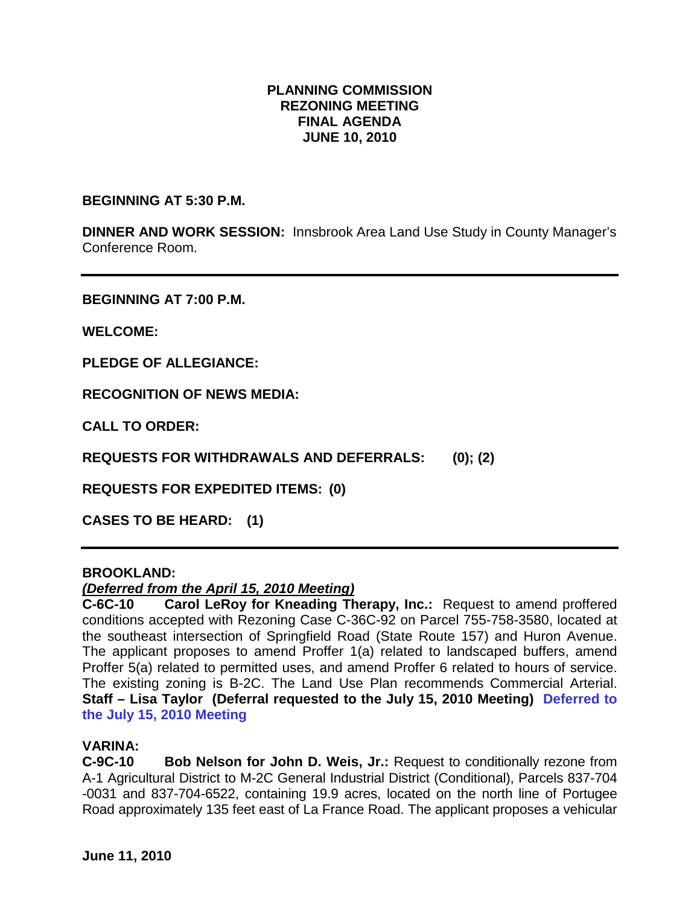# PLANNING COMMISSION
# REZONING MEETING
# FINAL AGENDA
# JUNE 10, 2010

**BEGINNING AT 5:30 P.M.**

**DINNER AND WORK SESSION:** Innsbrook Area Land Use Study in County Manager's Conference Room.

---

**BEGINNING AT 7:00 P.M.**

**WELCOME:**

**PLEDGE OF ALLEGIANCE:**

**RECOGNITION OF NEWS MEDIA:**

**CALL TO ORDER:**

**REQUESTS FOR WITHDRAWALS AND DEFERRALS: (0); (2)**

**REQUESTS FOR EXPEDITED ITEMS: (0)**

**CASES TO BE HEARD: (1)**

---

**BROOKLAND:**

***(Deferred from the April 15, 2010 Meeting)***

**C-6C-10 Carol LeRoy for Kneading Therapy, Inc.:** Request to amend proffered conditions accepted with Rezoning Case C-36C-92 on Parcel 755-758-3580, located at the southeast intersection of Springfield Road (State Route 157) and Huron Avenue. The applicant proposes to amend Proffer 1(a) related to landscaped buffers, amend Proffer 5(a) related to permitted uses, and amend Proffer 6 related to hours of service. The existing zoning is B-2C. The Land Use Plan recommends Commercial Arterial. **Staff – Lisa Taylor (Deferral requested to the July 15, 2010 Meeting) Deferred to the July 15, 2010 Meeting**

**VARINA:**

**C-9C-10 Bob Nelson for John D. Weis, Jr.:** Request to conditionally rezone from A-1 Agricultural District to M-2C General Industrial District (Conditional), Parcels 837-704-0031 and 837-704-6522, containing 19.9 acres, located on the north line of Portugee Road approximately 135 feet east of La France Road. The applicant proposes a vehicular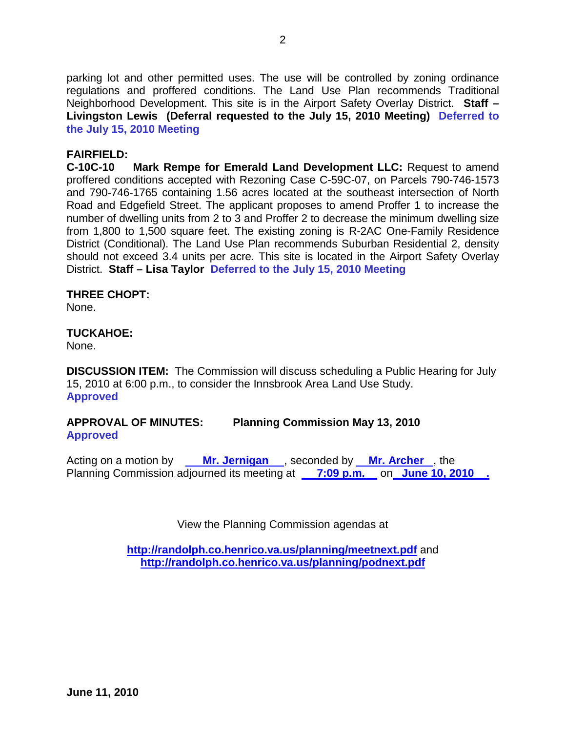parking lot and other permitted uses. The use will be controlled by zoning ordinance regulations and proffered conditions. The Land Use Plan recommends Traditional Neighborhood Development. This site is in the Airport Safety Overlay District. **Staff – Livingston Lewis (Deferral requested to the July 15, 2010 Meeting)** **Deferred to the July 15, 2010 Meeting**

**FAIRFIELD:**
**C-10C-10 Mark Rempe for Emerald Land Development LLC:** Request to amend proffered conditions accepted with Rezoning Case C-59C-07, on Parcels 790-746-1573 and 790-746-1765 containing 1.56 acres located at the southeast intersection of North Road and Edgefield Street. The applicant proposes to amend Proffer 1 to increase the number of dwelling units from 2 to 3 and Proffer 2 to decrease the minimum dwelling size from 1,800 to 1,500 square feet. The existing zoning is R-2AC One-Family Residence District (Conditional). The Land Use Plan recommends Suburban Residential 2, density should not exceed 3.4 units per acre. This site is located in the Airport Safety Overlay District. **Staff – Lisa Taylor** **Deferred to the July 15, 2010 Meeting**

**THREE CHOPT:**
None.

**TUCKAHOE:**
None.

**DISCUSSION ITEM:** The Commission will discuss scheduling a Public Hearing for July 15, 2010 at 6:00 p.m., to consider the Innsbrook Area Land Use Study.
**Approved**

**APPROVAL OF MINUTES: Planning Commission May 13, 2010**
**Approved**

Acting on a motion by **Mr. Jernigan**, seconded by **Mr. Archer**, the Planning Commission adjourned its meeting at **7:09 p.m.** on **June 10, 2010**.

View the Planning Commission agendas at

**http://randolph.co.henrico.va.us/planning/meetnext.pdf** and **http://randolph.co.henrico.va.us/planning/podnext.pdf**

**June 11, 2010**